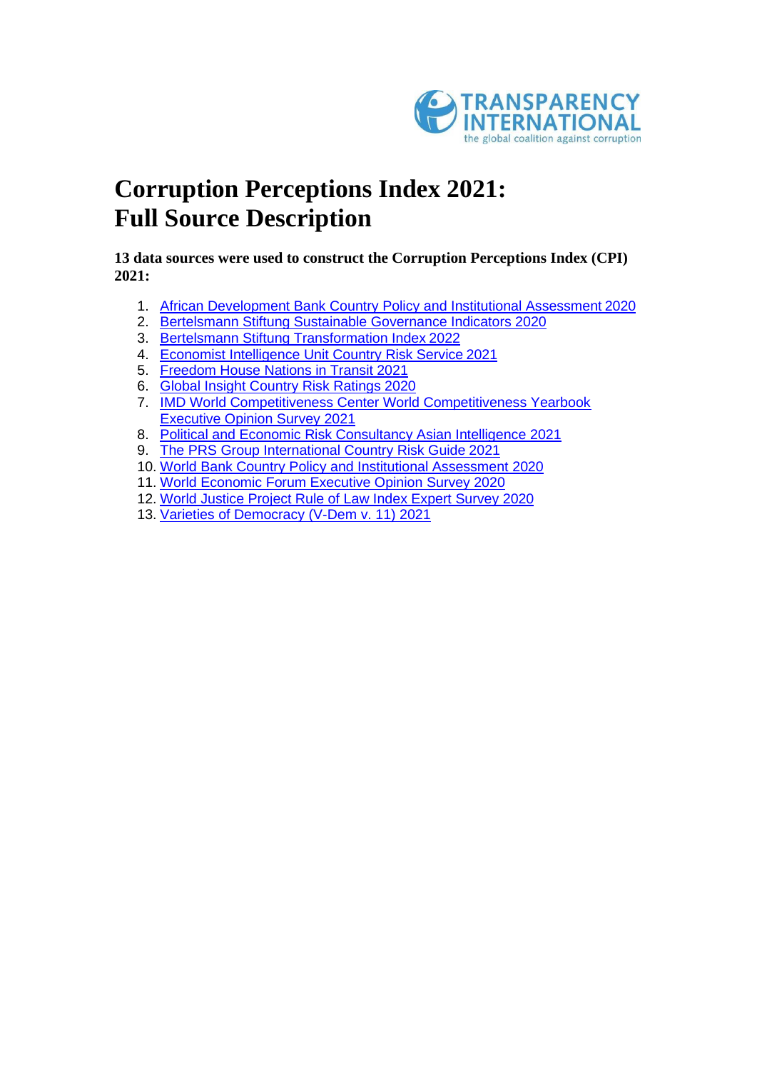# Corruption Perceptions Index 2021: Full Source Description

**13 data sources were used to construct the Corruption Perceptions Index (CPI) 2021:**

1. African Development Bank Country Policy and Institutional Assessment 2020
2. Bertelsmann Stiftung Sustainable Governance Indicators 2020
3. Bertelsmann Stiftung Transformation Index 2022
4. Economist Intelligence Unit Country Risk Service 2021
5. Freedom House Nations in Transit 2021
6. Global Insight Country Risk Ratings 2020
7. IMD World Competitiveness Center World Competitiveness Yearbook Executive Opinion Survey 2021
8. Political and Economic Risk Consultancy Asian Intelligence 2021
9. The PRS Group International Country Risk Guide 2021
10. World Bank Country Policy and Institutional Assessment 2020
11. World Economic Forum Executive Opinion Survey 2020
12. World Justice Project Rule of Law Index Expert Survey 2020
13. Varieties of Democracy (V-Dem v. 11) 2021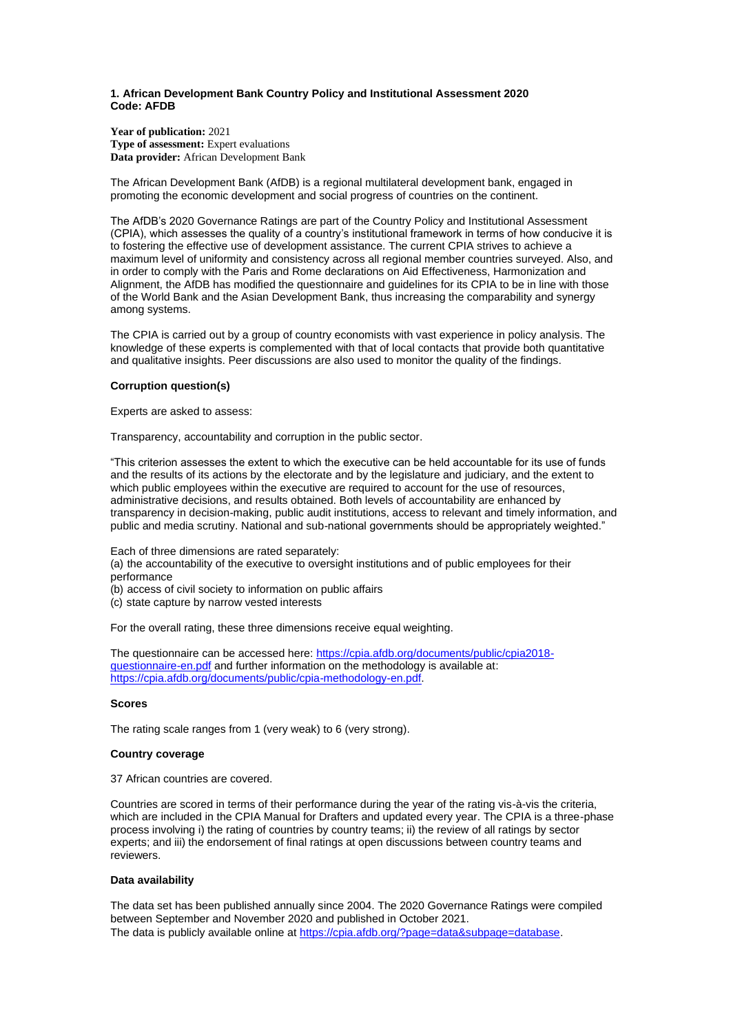**1. African Development Bank Country Policy and Institutional Assessment 2020**
**Code: AFDB**

**Year of publication:** 2021
**Type of assessment:** Expert evaluations
**Data provider:** African Development Bank

The African Development Bank (AfDB) is a regional multilateral development bank, engaged in promoting the economic development and social progress of countries on the continent.

The AfDB's 2020 Governance Ratings are part of the Country Policy and Institutional Assessment (CPIA), which assesses the quality of a country's institutional framework in terms of how conducive it is to fostering the effective use of development assistance. The current CPIA strives to achieve a maximum level of uniformity and consistency across all regional member countries surveyed. Also, and in order to comply with the Paris and Rome declarations on Aid Effectiveness, Harmonization and Alignment, the AfDB has modified the questionnaire and guidelines for its CPIA to be in line with those of the World Bank and the Asian Development Bank, thus increasing the comparability and synergy among systems.

The CPIA is carried out by a group of country economists with vast experience in policy analysis. The knowledge of these experts is complemented with that of local contacts that provide both quantitative and qualitative insights. Peer discussions are also used to monitor the quality of the findings.

**Corruption question(s)**

Experts are asked to assess:

Transparency, accountability and corruption in the public sector.

"This criterion assesses the extent to which the executive can be held accountable for its use of funds and the results of its actions by the electorate and by the legislature and judiciary, and the extent to which public employees within the executive are required to account for the use of resources, administrative decisions, and results obtained. Both levels of accountability are enhanced by transparency in decision-making, public audit institutions, access to relevant and timely information, and public and media scrutiny. National and sub-national governments should be appropriately weighted."

Each of three dimensions are rated separately:
(a) the accountability of the executive to oversight institutions and of public employees for their performance
(b) access of civil society to information on public affairs
(c) state capture by narrow vested interests

For the overall rating, these three dimensions receive equal weighting.

The questionnaire can be accessed here: https://cpia.afdb.org/documents/public/cpia2018-questionnaire-en.pdf and further information on the methodology is available at: https://cpia.afdb.org/documents/public/cpia-methodology-en.pdf.

**Scores**

The rating scale ranges from 1 (very weak) to 6 (very strong).

**Country coverage**

37 African countries are covered.

Countries are scored in terms of their performance during the year of the rating vis-à-vis the criteria, which are included in the CPIA Manual for Drafters and updated every year. The CPIA is a three-phase process involving i) the rating of countries by country teams; ii) the review of all ratings by sector experts; and iii) the endorsement of final ratings at open discussions between country teams and reviewers.

**Data availability**

The data set has been published annually since 2004. The 2020 Governance Ratings were compiled between September and November 2020 and published in October 2021.
The data is publicly available online at https://cpia.afdb.org/?page=data&subpage=database.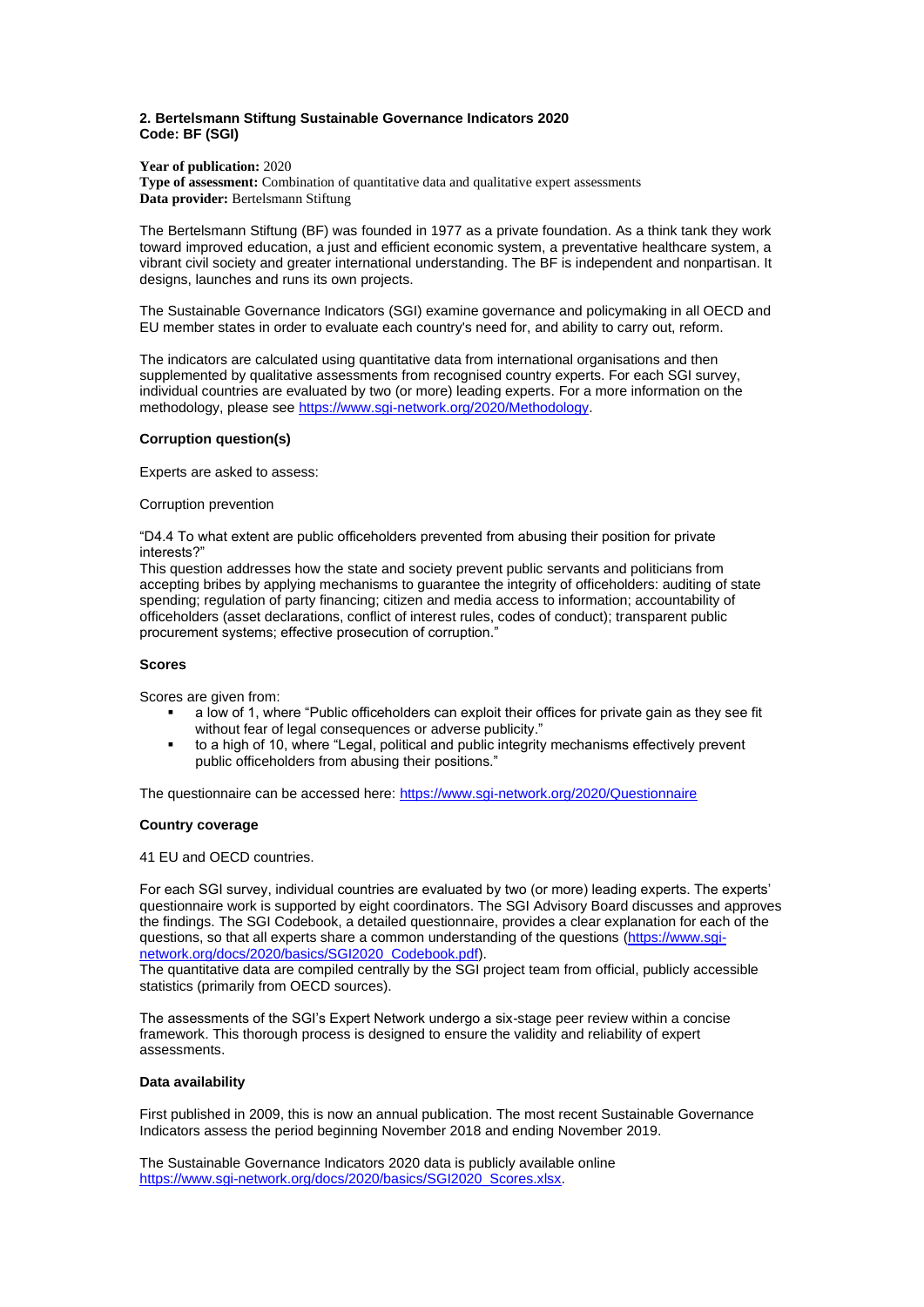## 2. Bertelsmann Stiftung Sustainable Governance Indicators 2020
**Code: BF (SGI)**

**Year of publication:** 2020
**Type of assessment:** Combination of quantitative data and qualitative expert assessments
**Data provider:** Bertelsmann Stiftung

The Bertelsmann Stiftung (BF) was founded in 1977 as a private foundation. As a think tank they work toward improved education, a just and efficient economic system, a preventative healthcare system, a vibrant civil society and greater international understanding. The BF is independent and nonpartisan. It designs, launches and runs its own projects.

The Sustainable Governance Indicators (SGI) examine governance and policymaking in all OECD and EU member states in order to evaluate each country's need for, and ability to carry out, reform.

The indicators are calculated using quantitative data from international organisations and then supplemented by qualitative assessments from recognised country experts. For each SGI survey, individual countries are evaluated by two (or more) leading experts. For a more information on the methodology, please see https://www.sgi-network.org/2020/Methodology.

### Corruption question(s)

Experts are asked to assess:

Corruption prevention

"D4.4 To what extent are public officeholders prevented from abusing their position for private interests?"
This question addresses how the state and society prevent public servants and politicians from accepting bribes by applying mechanisms to guarantee the integrity of officeholders: auditing of state spending; regulation of party financing; citizen and media access to information; accountability of officeholders (asset declarations, conflict of interest rules, codes of conduct); transparent public procurement systems; effective prosecution of corruption."

### Scores

Scores are given from:

- a low of 1, where "Public officeholders can exploit their offices for private gain as they see fit without fear of legal consequences or adverse publicity."
- to a high of 10, where "Legal, political and public integrity mechanisms effectively prevent public officeholders from abusing their positions."

The questionnaire can be accessed here: https://www.sgi-network.org/2020/Questionnaire

### Country coverage

41 EU and OECD countries.

For each SGI survey, individual countries are evaluated by two (or more) leading experts. The experts' questionnaire work is supported by eight coordinators. The SGI Advisory Board discusses and approves the findings. The SGI Codebook, a detailed questionnaire, provides a clear explanation for each of the questions, so that all experts share a common understanding of the questions (https://www.sgi-network.org/docs/2020/basics/SGI2020_Codebook.pdf).
The quantitative data are compiled centrally by the SGI project team from official, publicly accessible statistics (primarily from OECD sources).

The assessments of the SGI's Expert Network undergo a six-stage peer review within a concise framework. This thorough process is designed to ensure the validity and reliability of expert assessments.

### Data availability

First published in 2009, this is now an annual publication. The most recent Sustainable Governance Indicators assess the period beginning November 2018 and ending November 2019.

The Sustainable Governance Indicators 2020 data is publicly available online https://www.sgi-network.org/docs/2020/basics/SGI2020_Scores.xlsx.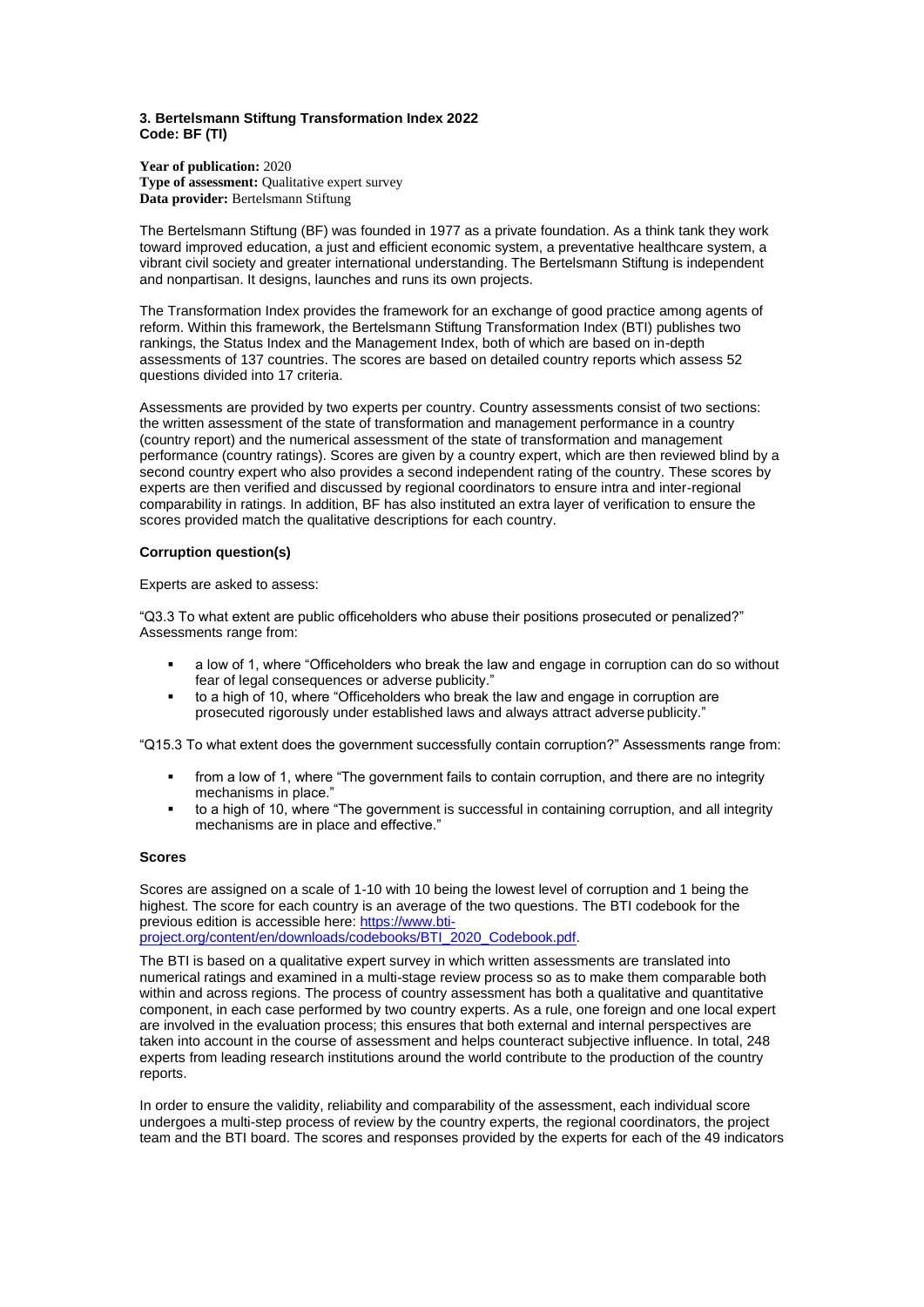### 3. Bertelsmann Stiftung Transformation Index 2022
**Code: BF (TI)**

**Year of publication:** 2020
**Type of assessment:** Qualitative expert survey
**Data provider:** Bertelsmann Stiftung

The Bertelsmann Stiftung (BF) was founded in 1977 as a private foundation. As a think tank they work toward improved education, a just and efficient economic system, a preventative healthcare system, a vibrant civil society and greater international understanding. The Bertelsmann Stiftung is independent and nonpartisan. It designs, launches and runs its own projects.

The Transformation Index provides the framework for an exchange of good practice among agents of reform. Within this framework, the Bertelsmann Stiftung Transformation Index (BTI) publishes two rankings, the Status Index and the Management Index, both of which are based on in-depth assessments of 137 countries. The scores are based on detailed country reports which assess 52 questions divided into 17 criteria.

Assessments are provided by two experts per country. Country assessments consist of two sections: the written assessment of the state of transformation and management performance in a country (country report) and the numerical assessment of the state of transformation and management performance (country ratings). Scores are given by a country expert, which are then reviewed blind by a second country expert who also provides a second independent rating of the country. These scores by experts are then verified and discussed by regional coordinators to ensure intra and inter-regional comparability in ratings. In addition, BF has also instituted an extra layer of verification to ensure the scores provided match the qualitative descriptions for each country.

#### Corruption question(s)

Experts are asked to assess:

"Q3.3 To what extent are public officeholders who abuse their positions prosecuted or penalized?" Assessments range from:

- a low of 1, where "Officeholders who break the law and engage in corruption can do so without fear of legal consequences or adverse publicity."
- to a high of 10, where "Officeholders who break the law and engage in corruption are prosecuted rigorously under established laws and always attract adverse publicity."

"Q15.3 To what extent does the government successfully contain corruption?" Assessments range from:

- from a low of 1, where "The government fails to contain corruption, and there are no integrity mechanisms in place."
- to a high of 10, where "The government is successful in containing corruption, and all integrity mechanisms are in place and effective."

#### Scores

Scores are assigned on a scale of 1-10 with 10 being the lowest level of corruption and 1 being the highest. The score for each country is an average of the two questions. The BTI codebook for the previous edition is accessible here: [https://www.bti-project.org/content/en/downloads/codebooks/BTI_2020_Codebook.pdf](https://www.bti-project.org/content/en/downloads/codebooks/BTI_2020_Codebook.pdf).

The BTI is based on a qualitative expert survey in which written assessments are translated into numerical ratings and examined in a multi-stage review process so as to make them comparable both within and across regions. The process of country assessment has both a qualitative and quantitative component, in each case performed by two country experts. As a rule, one foreign and one local expert are involved in the evaluation process; this ensures that both external and internal perspectives are taken into account in the course of assessment and helps counteract subjective influence. In total, 248 experts from leading research institutions around the world contribute to the production of the country reports.

In order to ensure the validity, reliability and comparability of the assessment, each individual score undergoes a multi-step process of review by the country experts, the regional coordinators, the project team and the BTI board. The scores and responses provided by the experts for each of the 49 indicators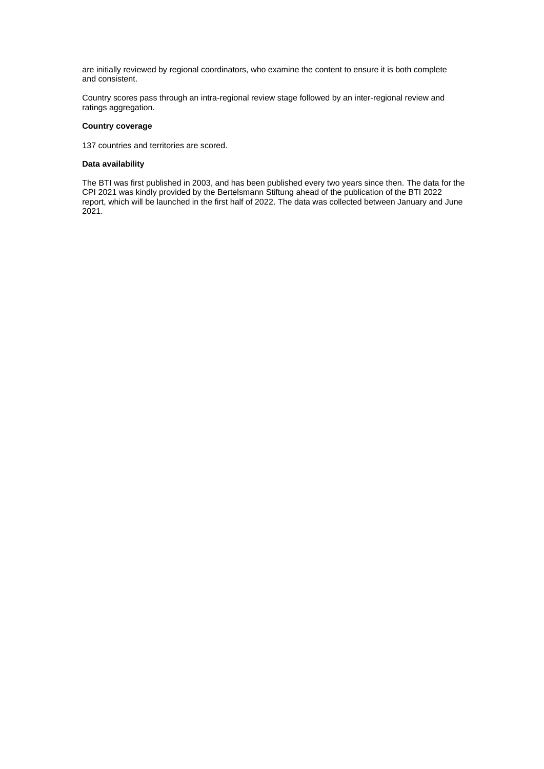are initially reviewed by regional coordinators, who examine the content to ensure it is both complete and consistent.

Country scores pass through an intra-regional review stage followed by an inter-regional review and ratings aggregation.

**Country coverage**

137 countries and territories are scored.

**Data availability**

The BTI was first published in 2003, and has been published every two years since then. The data for the CPI 2021 was kindly provided by the Bertelsmann Stiftung ahead of the publication of the BTI 2022 report, which will be launched in the first half of 2022. The data was collected between January and June 2021.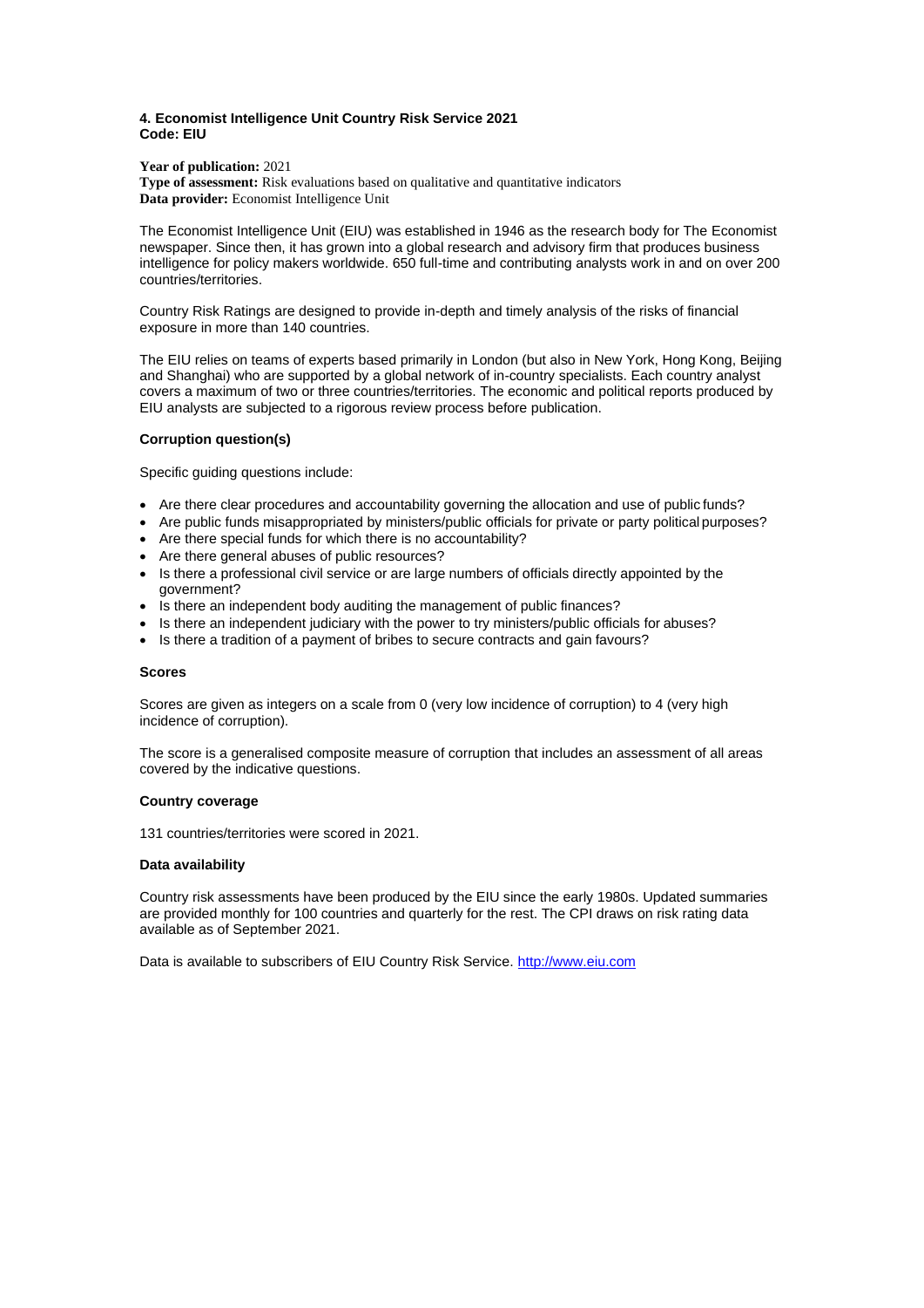**4. Economist Intelligence Unit Country Risk Service 2021**
**Code: EIU**

**Year of publication:** 2021
**Type of assessment:** Risk evaluations based on qualitative and quantitative indicators
**Data provider:** Economist Intelligence Unit

The Economist Intelligence Unit (EIU) was established in 1946 as the research body for The Economist newspaper. Since then, it has grown into a global research and advisory firm that produces business intelligence for policy makers worldwide. 650 full-time and contributing analysts work in and on over 200 countries/territories.

Country Risk Ratings are designed to provide in-depth and timely analysis of the risks of financial exposure in more than 140 countries.

The EIU relies on teams of experts based primarily in London (but also in New York, Hong Kong, Beijing and Shanghai) who are supported by a global network of in-country specialists. Each country analyst covers a maximum of two or three countries/territories. The economic and political reports produced by EIU analysts are subjected to a rigorous review process before publication.

**Corruption question(s)**

Specific guiding questions include:

- Are there clear procedures and accountability governing the allocation and use of public funds?
- Are public funds misappropriated by ministers/public officials for private or party political purposes?
- Are there special funds for which there is no accountability?
- Are there general abuses of public resources?
- Is there a professional civil service or are large numbers of officials directly appointed by the government?
- Is there an independent body auditing the management of public finances?
- Is there an independent judiciary with the power to try ministers/public officials for abuses?
- Is there a tradition of a payment of bribes to secure contracts and gain favours?

**Scores**

Scores are given as integers on a scale from 0 (very low incidence of corruption) to 4 (very high incidence of corruption).

The score is a generalised composite measure of corruption that includes an assessment of all areas covered by the indicative questions.

**Country coverage**

131 countries/territories were scored in 2021.

**Data availability**

Country risk assessments have been produced by the EIU since the early 1980s. Updated summaries are provided monthly for 100 countries and quarterly for the rest. The CPI draws on risk rating data available as of September 2021.

Data is available to subscribers of EIU Country Risk Service. http://www.eiu.com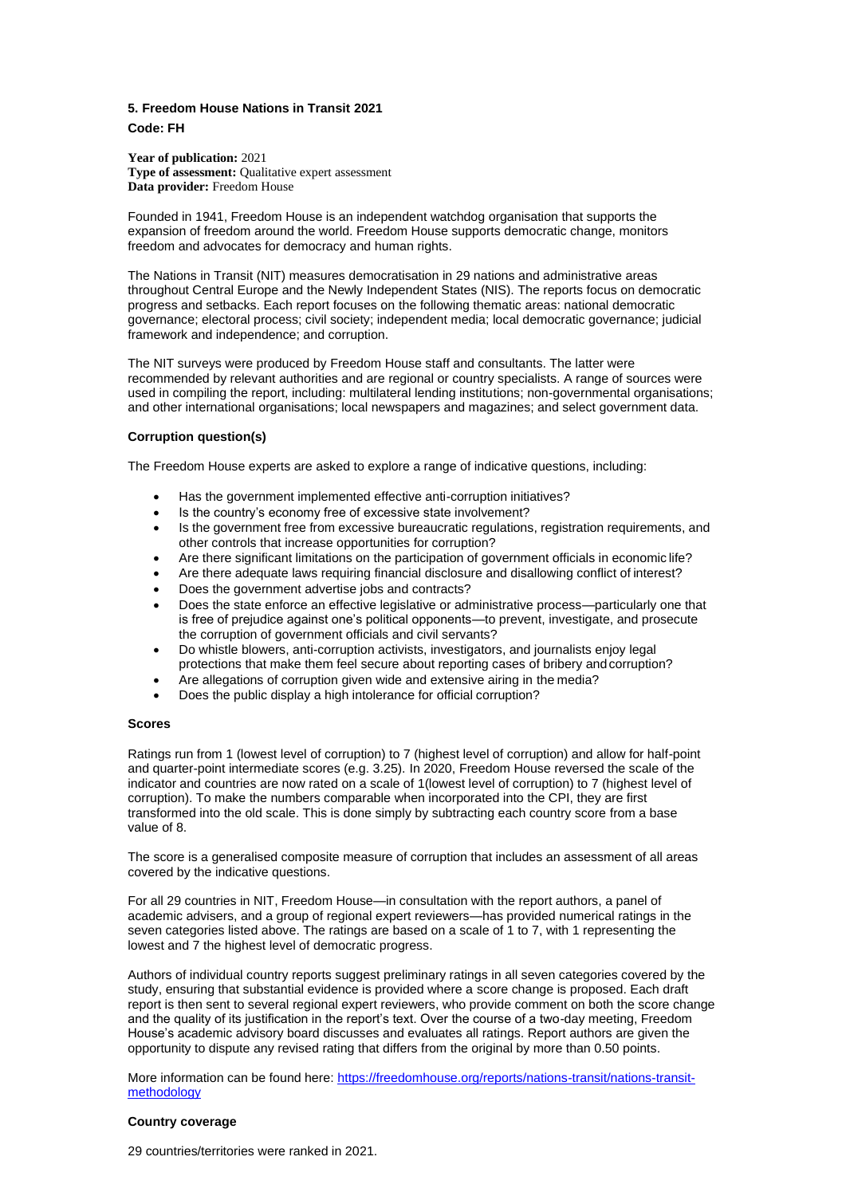### 5. Freedom House Nations in Transit 2021

**Code: FH**

**Year of publication:** 2021
**Type of assessment:** Qualitative expert assessment
**Data provider:** Freedom House

Founded in 1941, Freedom House is an independent watchdog organisation that supports the expansion of freedom around the world. Freedom House supports democratic change, monitors freedom and advocates for democracy and human rights.

The Nations in Transit (NIT) measures democratisation in 29 nations and administrative areas throughout Central Europe and the Newly Independent States (NIS). The reports focus on democratic progress and setbacks. Each report focuses on the following thematic areas: national democratic governance; electoral process; civil society; independent media; local democratic governance; judicial framework and independence; and corruption.

The NIT surveys were produced by Freedom House staff and consultants. The latter were recommended by relevant authorities and are regional or country specialists. A range of sources were used in compiling the report, including: multilateral lending institutions; non-governmental organisations; and other international organisations; local newspapers and magazines; and select government data.

**Corruption question(s)**

The Freedom House experts are asked to explore a range of indicative questions, including:

- Has the government implemented effective anti-corruption initiatives?
- Is the country's economy free of excessive state involvement?
- Is the government free from excessive bureaucratic regulations, registration requirements, and other controls that increase opportunities for corruption?
- Are there significant limitations on the participation of government officials in economic life?
- Are there adequate laws requiring financial disclosure and disallowing conflict of interest?
- Does the government advertise jobs and contracts?
- Does the state enforce an effective legislative or administrative process—particularly one that is free of prejudice against one's political opponents—to prevent, investigate, and prosecute the corruption of government officials and civil servants?
- Do whistle blowers, anti-corruption activists, investigators, and journalists enjoy legal protections that make them feel secure about reporting cases of bribery and corruption?
- Are allegations of corruption given wide and extensive airing in the media?
- Does the public display a high intolerance for official corruption?

**Scores**

Ratings run from 1 (lowest level of corruption) to 7 (highest level of corruption) and allow for half-point and quarter-point intermediate scores (e.g. 3.25). In 2020, Freedom House reversed the scale of the indicator and countries are now rated on a scale of 1(lowest level of corruption) to 7 (highest level of corruption). To make the numbers comparable when incorporated into the CPI, they are first transformed into the old scale. This is done simply by subtracting each country score from a base value of 8.

The score is a generalised composite measure of corruption that includes an assessment of all areas covered by the indicative questions.

For all 29 countries in NIT, Freedom House—in consultation with the report authors, a panel of academic advisers, and a group of regional expert reviewers—has provided numerical ratings in the seven categories listed above. The ratings are based on a scale of 1 to 7, with 1 representing the lowest and 7 the highest level of democratic progress.

Authors of individual country reports suggest preliminary ratings in all seven categories covered by the study, ensuring that substantial evidence is provided where a score change is proposed. Each draft report is then sent to several regional expert reviewers, who provide comment on both the score change and the quality of its justification in the report's text. Over the course of a two-day meeting, Freedom House's academic advisory board discusses and evaluates all ratings. Report authors are given the opportunity to dispute any revised rating that differs from the original by more than 0.50 points.

More information can be found here: [https://freedomhouse.org/reports/nations-transit/nations-transit-methodology](https://freedomhouse.org/reports/nations-transit/nations-transit-methodology)

**Country coverage**

29 countries/territories were ranked in 2021.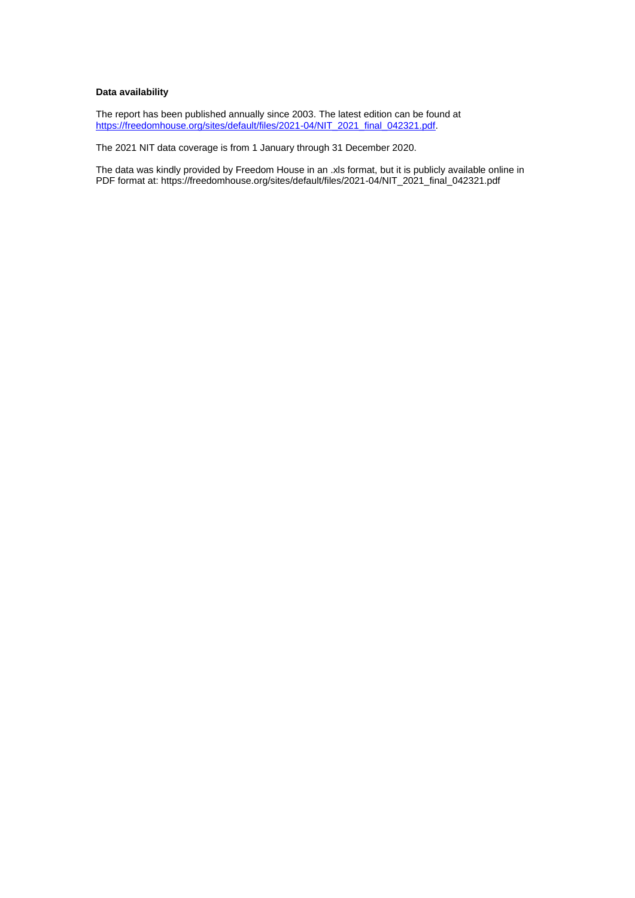**Data availability**

The report has been published annually since 2003. The latest edition can be found at [https://freedomhouse.org/sites/default/files/2021-04/NIT_2021_final_042321.pdf](https://freedomhouse.org/sites/default/files/2021-04/NIT_2021_final_042321.pdf).

The 2021 NIT data coverage is from 1 January through 31 December 2020.

The data was kindly provided by Freedom House in an .xls format, but it is publicly available online in PDF format at: https://freedomhouse.org/sites/default/files/2021-04/NIT_2021_final_042321.pdf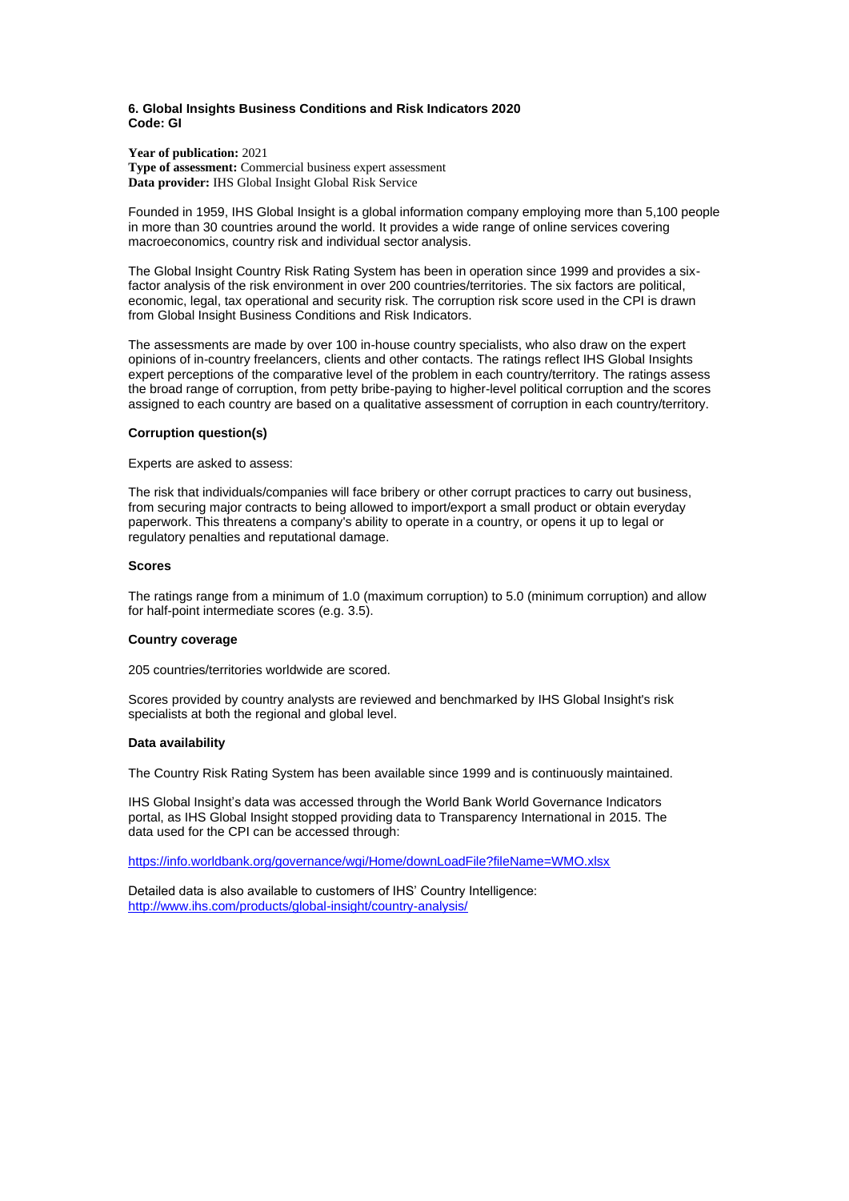### 6. Global Insights Business Conditions and Risk Indicators 2020
**Code: GI**

**Year of publication:** 2021
**Type of assessment:** Commercial business expert assessment
**Data provider:** IHS Global Insight Global Risk Service

Founded in 1959, IHS Global Insight is a global information company employing more than 5,100 people in more than 30 countries around the world. It provides a wide range of online services covering macroeconomics, country risk and individual sector analysis.

The Global Insight Country Risk Rating System has been in operation since 1999 and provides a six-factor analysis of the risk environment in over 200 countries/territories. The six factors are political, economic, legal, tax operational and security risk. The corruption risk score used in the CPI is drawn from Global Insight Business Conditions and Risk Indicators.

The assessments are made by over 100 in-house country specialists, who also draw on the expert opinions of in-country freelancers, clients and other contacts. The ratings reflect IHS Global Insights expert perceptions of the comparative level of the problem in each country/territory. The ratings assess the broad range of corruption, from petty bribe-paying to higher-level political corruption and the scores assigned to each country are based on a qualitative assessment of corruption in each country/territory.

**Corruption question(s)**

Experts are asked to assess:

The risk that individuals/companies will face bribery or other corrupt practices to carry out business, from securing major contracts to being allowed to import/export a small product or obtain everyday paperwork. This threatens a company's ability to operate in a country, or opens it up to legal or regulatory penalties and reputational damage.

**Scores**

The ratings range from a minimum of 1.0 (maximum corruption) to 5.0 (minimum corruption) and allow for half-point intermediate scores (e.g. 3.5).

**Country coverage**

205 countries/territories worldwide are scored.

Scores provided by country analysts are reviewed and benchmarked by IHS Global Insight's risk specialists at both the regional and global level.

**Data availability**

The Country Risk Rating System has been available since 1999 and is continuously maintained.

IHS Global Insight's data was accessed through the World Bank World Governance Indicators portal, as IHS Global Insight stopped providing data to Transparency International in 2015. The data used for the CPI can be accessed through:

https://info.worldbank.org/governance/wgi/Home/downLoadFile?fileName=WMO.xlsx

Detailed data is also available to customers of IHS' Country Intelligence:
http://www.ihs.com/products/global-insight/country-analysis/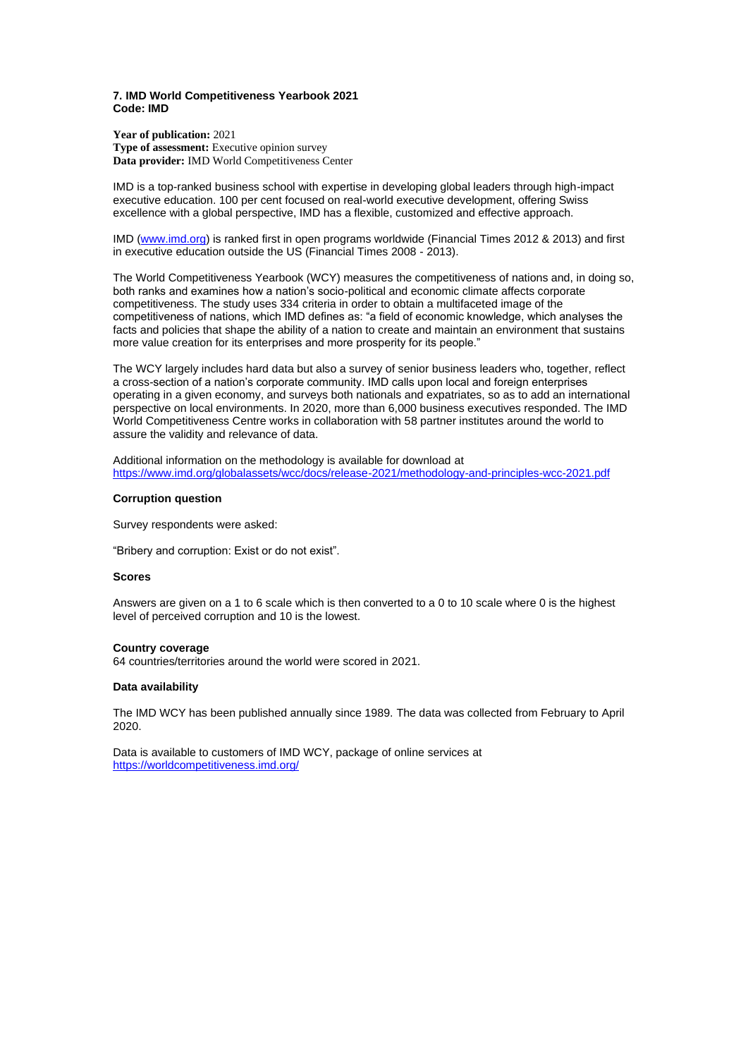**7. IMD World Competitiveness Yearbook 2021**
**Code: IMD**

**Year of publication:** 2021
**Type of assessment:** Executive opinion survey
**Data provider:** IMD World Competitiveness Center

IMD is a top-ranked business school with expertise in developing global leaders through high-impact executive education. 100 per cent focused on real-world executive development, offering Swiss excellence with a global perspective, IMD has a flexible, customized and effective approach.

IMD (www.imd.org) is ranked first in open programs worldwide (Financial Times 2012 & 2013) and first in executive education outside the US (Financial Times 2008 - 2013).

The World Competitiveness Yearbook (WCY) measures the competitiveness of nations and, in doing so, both ranks and examines how a nation's socio-political and economic climate affects corporate competitiveness. The study uses 334 criteria in order to obtain a multifaceted image of the competitiveness of nations, which IMD defines as: "a field of economic knowledge, which analyses the facts and policies that shape the ability of a nation to create and maintain an environment that sustains more value creation for its enterprises and more prosperity for its people."

The WCY largely includes hard data but also a survey of senior business leaders who, together, reflect a cross-section of a nation's corporate community. IMD calls upon local and foreign enterprises operating in a given economy, and surveys both nationals and expatriates, so as to add an international perspective on local environments. In 2020, more than 6,000 business executives responded. The IMD World Competitiveness Centre works in collaboration with 58 partner institutes around the world to assure the validity and relevance of data.

Additional information on the methodology is available for download at
https://www.imd.org/globalassets/wcc/docs/release-2021/methodology-and-principles-wcc-2021.pdf

**Corruption question**

Survey respondents were asked:

"Bribery and corruption: Exist or do not exist".

**Scores**

Answers are given on a 1 to 6 scale which is then converted to a 0 to 10 scale where 0 is the highest level of perceived corruption and 10 is the lowest.

**Country coverage**
64 countries/territories around the world were scored in 2021.

**Data availability**

The IMD WCY has been published annually since 1989. The data was collected from February to April 2020.

Data is available to customers of IMD WCY, package of online services at
https://worldcompetitiveness.imd.org/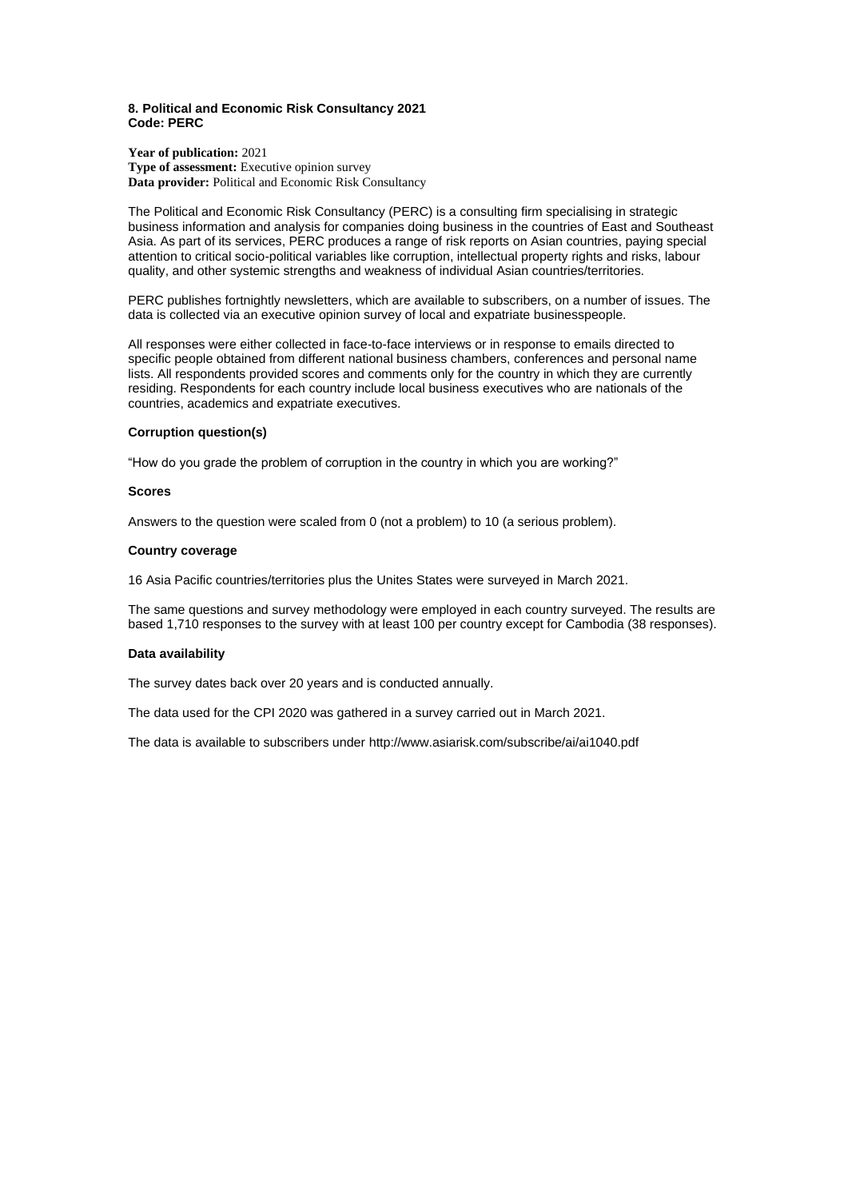**8. Political and Economic Risk Consultancy 2021**
**Code: PERC**

**Year of publication:** 2021
**Type of assessment:** Executive opinion survey
**Data provider:** Political and Economic Risk Consultancy

The Political and Economic Risk Consultancy (PERC) is a consulting firm specialising in strategic business information and analysis for companies doing business in the countries of East and Southeast Asia. As part of its services, PERC produces a range of risk reports on Asian countries, paying special attention to critical socio-political variables like corruption, intellectual property rights and risks, labour quality, and other systemic strengths and weakness of individual Asian countries/territories.

PERC publishes fortnightly newsletters, which are available to subscribers, on a number of issues. The data is collected via an executive opinion survey of local and expatriate businesspeople.

All responses were either collected in face-to-face interviews or in response to emails directed to specific people obtained from different national business chambers, conferences and personal name lists. All respondents provided scores and comments only for the country in which they are currently residing. Respondents for each country include local business executives who are nationals of the countries, academics and expatriate executives.

**Corruption question(s)**

"How do you grade the problem of corruption in the country in which you are working?"

**Scores**

Answers to the question were scaled from 0 (not a problem) to 10 (a serious problem).

**Country coverage**

16 Asia Pacific countries/territories plus the Unites States were surveyed in March 2021.

The same questions and survey methodology were employed in each country surveyed. The results are based 1,710 responses to the survey with at least 100 per country except for Cambodia (38 responses).

**Data availability**

The survey dates back over 20 years and is conducted annually.

The data used for the CPI 2020 was gathered in a survey carried out in March 2021.

The data is available to subscribers under http://www.asiarisk.com/subscribe/ai/ai1040.pdf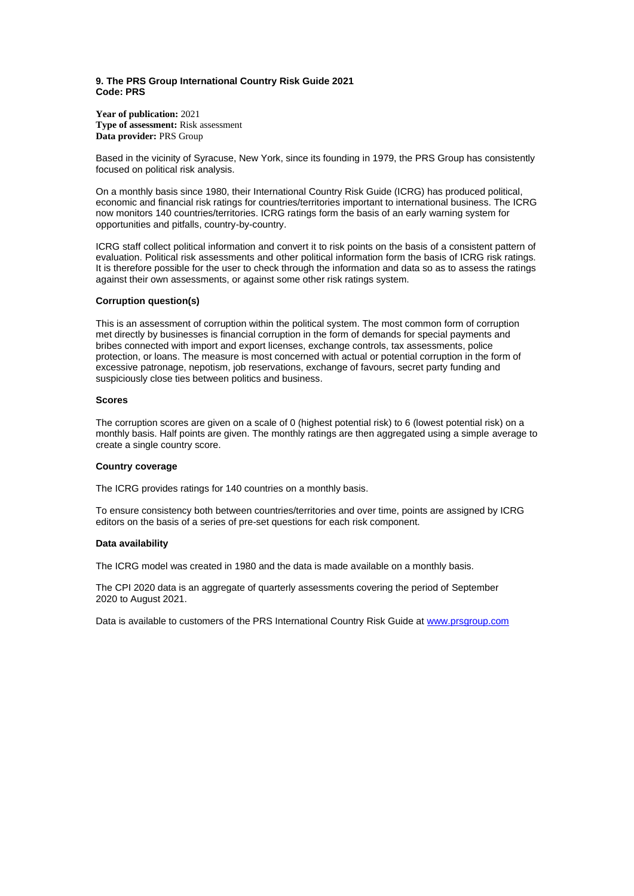**9. The PRS Group International Country Risk Guide 2021**
**Code: PRS**

**Year of publication:** 2021
**Type of assessment:** Risk assessment
**Data provider:** PRS Group

Based in the vicinity of Syracuse, New York, since its founding in 1979, the PRS Group has consistently focused on political risk analysis.

On a monthly basis since 1980, their International Country Risk Guide (ICRG) has produced political, economic and financial risk ratings for countries/territories important to international business. The ICRG now monitors 140 countries/territories. ICRG ratings form the basis of an early warning system for opportunities and pitfalls, country-by-country.

ICRG staff collect political information and convert it to risk points on the basis of a consistent pattern of evaluation. Political risk assessments and other political information form the basis of ICRG risk ratings. It is therefore possible for the user to check through the information and data so as to assess the ratings against their own assessments, or against some other risk ratings system.

**Corruption question(s)**

This is an assessment of corruption within the political system. The most common form of corruption met directly by businesses is financial corruption in the form of demands for special payments and bribes connected with import and export licenses, exchange controls, tax assessments, police protection, or loans. The measure is most concerned with actual or potential corruption in the form of excessive patronage, nepotism, job reservations, exchange of favours, secret party funding and suspiciously close ties between politics and business.

**Scores**

The corruption scores are given on a scale of 0 (highest potential risk) to 6 (lowest potential risk) on a monthly basis. Half points are given. The monthly ratings are then aggregated using a simple average to create a single country score.

**Country coverage**

The ICRG provides ratings for 140 countries on a monthly basis.

To ensure consistency both between countries/territories and over time, points are assigned by ICRG editors on the basis of a series of pre-set questions for each risk component.

**Data availability**

The ICRG model was created in 1980 and the data is made available on a monthly basis.

The CPI 2020 data is an aggregate of quarterly assessments covering the period of September 2020 to August 2021.

Data is available to customers of the PRS International Country Risk Guide at [www.prsgroup.com](www.prsgroup.com)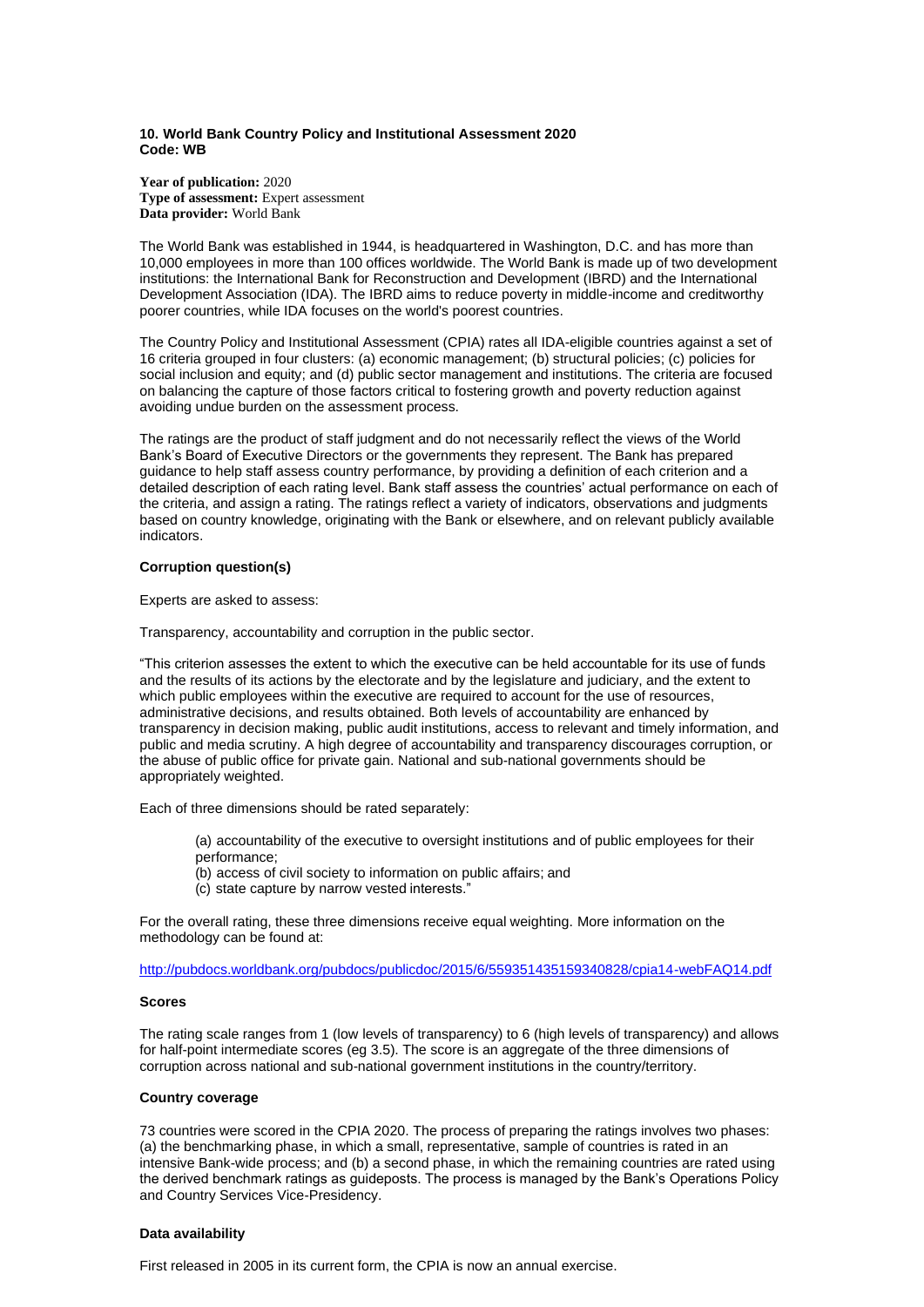**10. World Bank Country Policy and Institutional Assessment 2020**
**Code: WB**

**Year of publication:** 2020
**Type of assessment:** Expert assessment
**Data provider:** World Bank

The World Bank was established in 1944, is headquartered in Washington, D.C. and has more than 10,000 employees in more than 100 offices worldwide. The World Bank is made up of two development institutions: the International Bank for Reconstruction and Development (IBRD) and the International Development Association (IDA). The IBRD aims to reduce poverty in middle-income and creditworthy poorer countries, while IDA focuses on the world's poorest countries.

The Country Policy and Institutional Assessment (CPIA) rates all IDA-eligible countries against a set of 16 criteria grouped in four clusters: (a) economic management; (b) structural policies; (c) policies for social inclusion and equity; and (d) public sector management and institutions. The criteria are focused on balancing the capture of those factors critical to fostering growth and poverty reduction against avoiding undue burden on the assessment process.

The ratings are the product of staff judgment and do not necessarily reflect the views of the World Bank's Board of Executive Directors or the governments they represent. The Bank has prepared guidance to help staff assess country performance, by providing a definition of each criterion and a detailed description of each rating level. Bank staff assess the countries' actual performance on each of the criteria, and assign a rating. The ratings reflect a variety of indicators, observations and judgments based on country knowledge, originating with the Bank or elsewhere, and on relevant publicly available indicators.

**Corruption question(s)**

Experts are asked to assess:

Transparency, accountability and corruption in the public sector.

"This criterion assesses the extent to which the executive can be held accountable for its use of funds and the results of its actions by the electorate and by the legislature and judiciary, and the extent to which public employees within the executive are required to account for the use of resources, administrative decisions, and results obtained. Both levels of accountability are enhanced by transparency in decision making, public audit institutions, access to relevant and timely information, and public and media scrutiny. A high degree of accountability and transparency discourages corruption, or the abuse of public office for private gain. National and sub-national governments should be appropriately weighted.

Each of three dimensions should be rated separately:

(a) accountability of the executive to oversight institutions and of public employees for their performance;
(b) access of civil society to information on public affairs; and
(c) state capture by narrow vested interests."

For the overall rating, these three dimensions receive equal weighting. More information on the methodology can be found at:

http://pubdocs.worldbank.org/pubdocs/publicdoc/2015/6/559351435159340828/cpia14-webFAQ14.pdf

**Scores**

The rating scale ranges from 1 (low levels of transparency) to 6 (high levels of transparency) and allows for half-point intermediate scores (eg 3.5). The score is an aggregate of the three dimensions of corruption across national and sub-national government institutions in the country/territory.

**Country coverage**

73 countries were scored in the CPIA 2020. The process of preparing the ratings involves two phases: (a) the benchmarking phase, in which a small, representative, sample of countries is rated in an intensive Bank-wide process; and (b) a second phase, in which the remaining countries are rated using the derived benchmark ratings as guideposts. The process is managed by the Bank's Operations Policy and Country Services Vice-Presidency.

**Data availability**

First released in 2005 in its current form, the CPIA is now an annual exercise.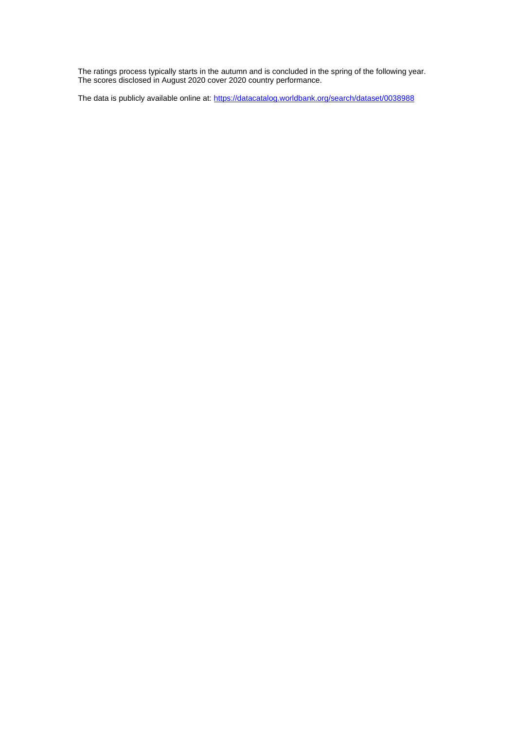The ratings process typically starts in the autumn and is concluded in the spring of the following year. The scores disclosed in August 2020 cover 2020 country performance.

The data is publicly available online at: [https://datacatalog.worldbank.org/search/dataset/0038988](https://datacatalog.worldbank.org/search/dataset/0038988)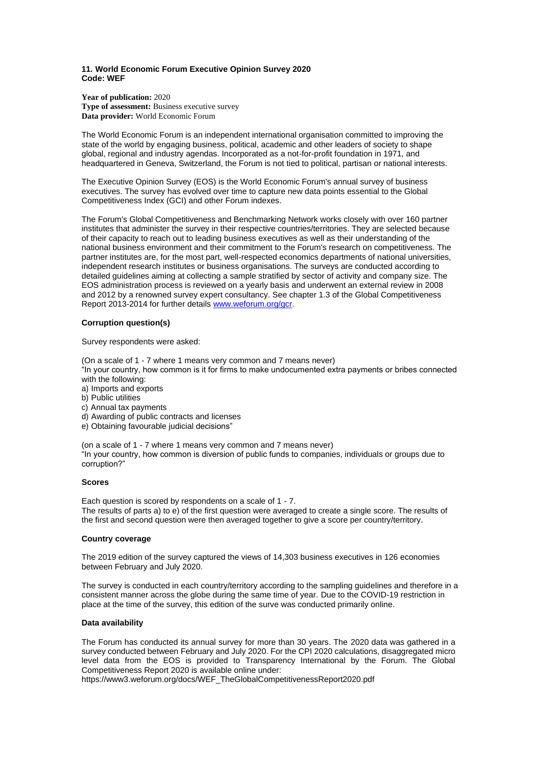**11. World Economic Forum Executive Opinion Survey 2020**
**Code: WEF**

**Year of publication:** 2020
**Type of assessment:** Business executive survey
**Data provider:** World Economic Forum

The World Economic Forum is an independent international organisation committed to improving the state of the world by engaging business, political, academic and other leaders of society to shape global, regional and industry agendas. Incorporated as a not-for-profit foundation in 1971, and headquartered in Geneva, Switzerland, the Forum is not tied to political, partisan or national interests.

The Executive Opinion Survey (EOS) is the World Economic Forum's annual survey of business executives. The survey has evolved over time to capture new data points essential to the Global Competitiveness Index (GCI) and other Forum indexes.

The Forum's Global Competitiveness and Benchmarking Network works closely with over 160 partner institutes that administer the survey in their respective countries/territories. They are selected because of their capacity to reach out to leading business executives as well as their understanding of the national business environment and their commitment to the Forum's research on competitiveness. The partner institutes are, for the most part, well-respected economics departments of national universities, independent research institutes or business organisations. The surveys are conducted according to detailed guidelines aiming at collecting a sample stratified by sector of activity and company size. The EOS administration process is reviewed on a yearly basis and underwent an external review in 2008 and 2012 by a renowned survey expert consultancy. See chapter 1.3 of the Global Competitiveness Report 2013-2014 for further details www.weforum.org/gcr.

**Corruption question(s)**

Survey respondents were asked:

(On a scale of 1 - 7 where 1 means very common and 7 means never)
"In your country, how common is it for firms to make undocumented extra payments or bribes connected with the following:
a) Imports and exports
b) Public utilities
c) Annual tax payments
d) Awarding of public contracts and licenses
e) Obtaining favourable judicial decisions"

(on a scale of 1 - 7 where 1 means very common and 7 means never)
"In your country, how common is diversion of public funds to companies, individuals or groups due to corruption?"

**Scores**

Each question is scored by respondents on a scale of 1 - 7.
The results of parts a) to e) of the first question were averaged to create a single score. The results of the first and second question were then averaged together to give a score per country/territory.

**Country coverage**

The 2019 edition of the survey captured the views of 14,303 business executives in 126 economies between February and July 2020.

The survey is conducted in each country/territory according to the sampling guidelines and therefore in a consistent manner across the globe during the same time of year. Due to the COVID-19 restriction in place at the time of the survey, this edition of the surve was conducted primarily online.

**Data availability**

The Forum has conducted its annual survey for more than 30 years. The 2020 data was gathered in a survey conducted between February and July 2020. For the CPI 2020 calculations, disaggregated micro level data from the EOS is provided to Transparency International by the Forum. The Global Competitiveness Report 2020 is available online under:
https://www3.weforum.org/docs/WEF_TheGlobalCompetitivenessReport2020.pdf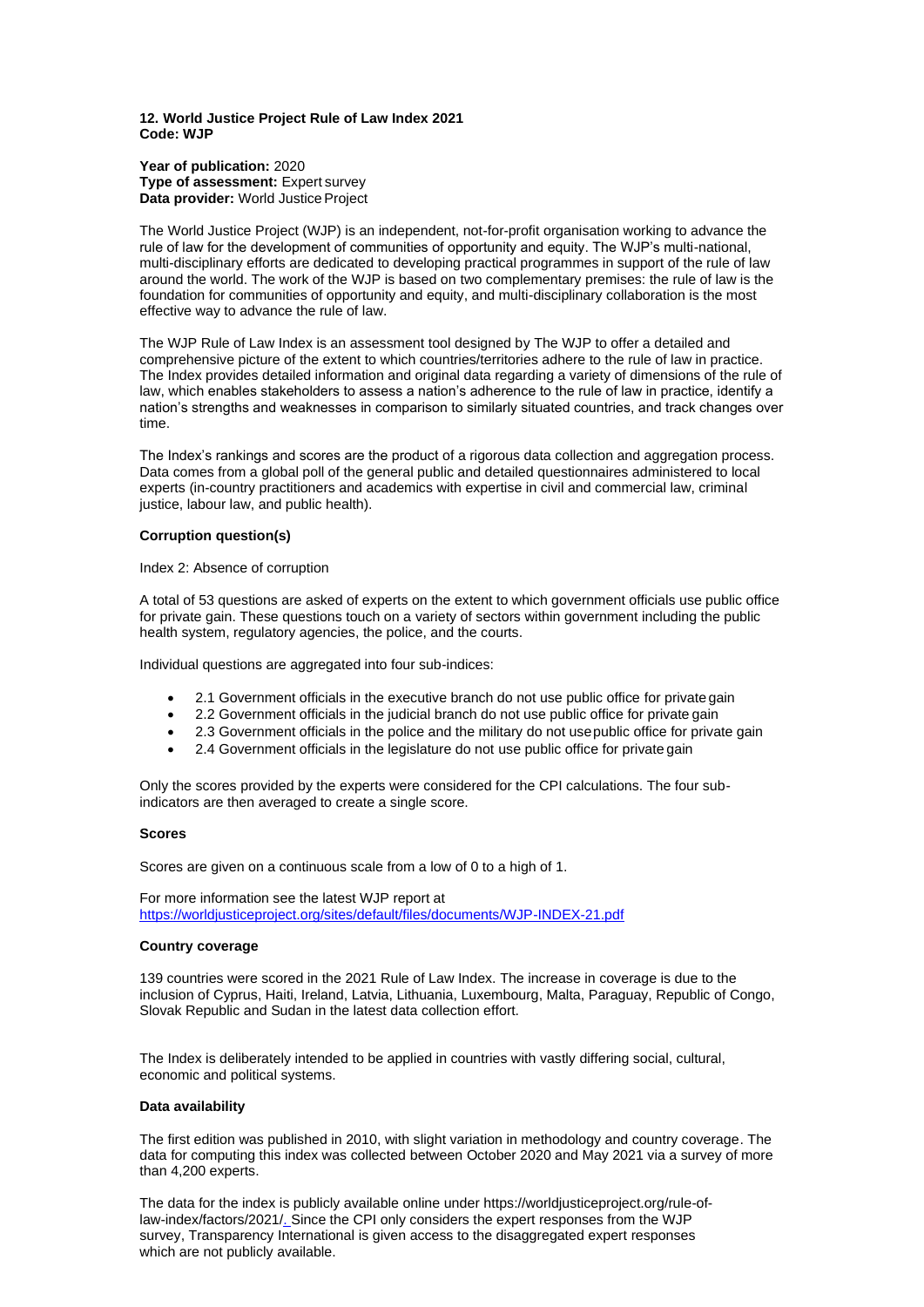**12. World Justice Project Rule of Law Index 2021**
**Code: WJP**

**Year of publication:** 2020
**Type of assessment:** Expert survey
**Data provider:** World Justice Project

The World Justice Project (WJP) is an independent, not-for-profit organisation working to advance the rule of law for the development of communities of opportunity and equity. The WJP's multi-national, multi-disciplinary efforts are dedicated to developing practical programmes in support of the rule of law around the world. The work of the WJP is based on two complementary premises: the rule of law is the foundation for communities of opportunity and equity, and multi-disciplinary collaboration is the most effective way to advance the rule of law.

The WJP Rule of Law Index is an assessment tool designed by The WJP to offer a detailed and comprehensive picture of the extent to which countries/territories adhere to the rule of law in practice. The Index provides detailed information and original data regarding a variety of dimensions of the rule of law, which enables stakeholders to assess a nation's adherence to the rule of law in practice, identify a nation's strengths and weaknesses in comparison to similarly situated countries, and track changes over time.

The Index's rankings and scores are the product of a rigorous data collection and aggregation process. Data comes from a global poll of the general public and detailed questionnaires administered to local experts (in-country practitioners and academics with expertise in civil and commercial law, criminal justice, labour law, and public health).

**Corruption question(s)**

Index 2: Absence of corruption

A total of 53 questions are asked of experts on the extent to which government officials use public office for private gain. These questions touch on a variety of sectors within government including the public health system, regulatory agencies, the police, and the courts.

Individual questions are aggregated into four sub-indices:

- 2.1 Government officials in the executive branch do not use public office for private gain
- 2.2 Government officials in the judicial branch do not use public office for private gain
- 2.3 Government officials in the police and the military do not use public office for private gain
- 2.4 Government officials in the legislature do not use public office for private gain

Only the scores provided by the experts were considered for the CPI calculations. The four sub-indicators are then averaged to create a single score.

**Scores**

Scores are given on a continuous scale from a low of 0 to a high of 1.

For more information see the latest WJP report at
https://worldjusticeproject.org/sites/default/files/documents/WJP-INDEX-21.pdf

**Country coverage**

139 countries were scored in the 2021 Rule of Law Index. The increase in coverage is due to the inclusion of Cyprus, Haiti, Ireland, Latvia, Lithuania, Luxembourg, Malta, Paraguay, Republic of Congo, Slovak Republic and Sudan in the latest data collection effort.

The Index is deliberately intended to be applied in countries with vastly differing social, cultural, economic and political systems.

**Data availability**

The first edition was published in 2010, with slight variation in methodology and country coverage. The data for computing this index was collected between October 2020 and May 2021 via a survey of more than 4,200 experts.

The data for the index is publicly available online under https://worldjusticeproject.org/rule-of-law-index/factors/2021/. Since the CPI only considers the expert responses from the WJP survey, Transparency International is given access to the disaggregated expert responses which are not publicly available.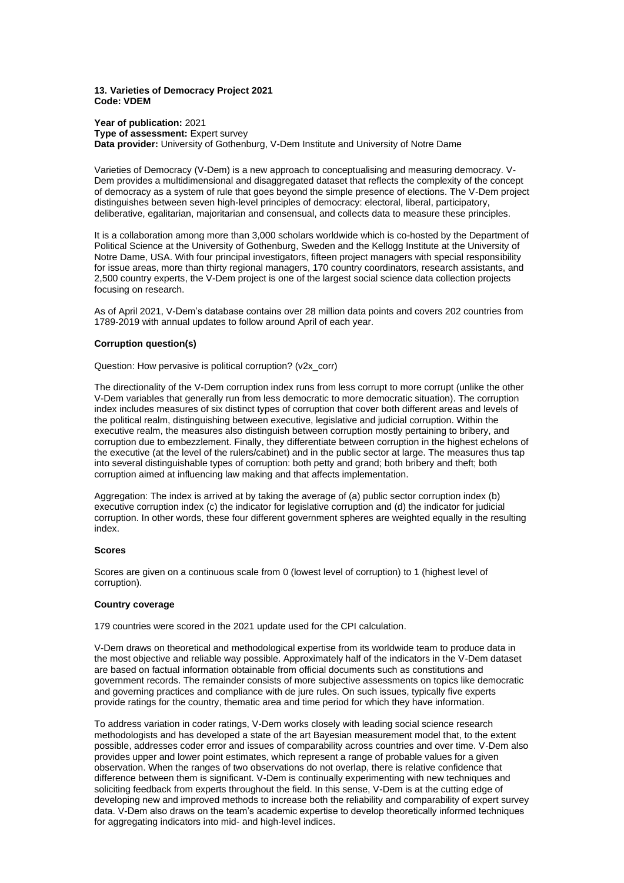**13. Varieties of Democracy Project 2021**
**Code: VDEM**

**Year of publication:** 2021
**Type of assessment:** Expert survey
**Data provider:** University of Gothenburg, V-Dem Institute and University of Notre Dame

Varieties of Democracy (V-Dem) is a new approach to conceptualising and measuring democracy. V-Dem provides a multidimensional and disaggregated dataset that reflects the complexity of the concept of democracy as a system of rule that goes beyond the simple presence of elections. The V-Dem project distinguishes between seven high-level principles of democracy: electoral, liberal, participatory, deliberative, egalitarian, majoritarian and consensual, and collects data to measure these principles.

It is a collaboration among more than 3,000 scholars worldwide which is co-hosted by the Department of Political Science at the University of Gothenburg, Sweden and the Kellogg Institute at the University of Notre Dame, USA. With four principal investigators, fifteen project managers with special responsibility for issue areas, more than thirty regional managers, 170 country coordinators, research assistants, and 2,500 country experts, the V-Dem project is one of the largest social science data collection projects focusing on research.

As of April 2021, V-Dem's database contains over 28 million data points and covers 202 countries from 1789-2019 with annual updates to follow around April of each year.

**Corruption question(s)**

Question: How pervasive is political corruption? (v2x_corr)

The directionality of the V-Dem corruption index runs from less corrupt to more corrupt (unlike the other V-Dem variables that generally run from less democratic to more democratic situation). The corruption index includes measures of six distinct types of corruption that cover both different areas and levels of the political realm, distinguishing between executive, legislative and judicial corruption. Within the executive realm, the measures also distinguish between corruption mostly pertaining to bribery, and corruption due to embezzlement. Finally, they differentiate between corruption in the highest echelons of the executive (at the level of the rulers/cabinet) and in the public sector at large. The measures thus tap into several distinguishable types of corruption: both petty and grand; both bribery and theft; both corruption aimed at influencing law making and that affects implementation.

Aggregation: The index is arrived at by taking the average of (a) public sector corruption index (b) executive corruption index (c) the indicator for legislative corruption and (d) the indicator for judicial corruption. In other words, these four different government spheres are weighted equally in the resulting index.

**Scores**

Scores are given on a continuous scale from 0 (lowest level of corruption) to 1 (highest level of corruption).

**Country coverage**

179 countries were scored in the 2021 update used for the CPI calculation.

V-Dem draws on theoretical and methodological expertise from its worldwide team to produce data in the most objective and reliable way possible. Approximately half of the indicators in the V-Dem dataset are based on factual information obtainable from official documents such as constitutions and government records. The remainder consists of more subjective assessments on topics like democratic and governing practices and compliance with de jure rules. On such issues, typically five experts provide ratings for the country, thematic area and time period for which they have information.

To address variation in coder ratings, V-Dem works closely with leading social science research methodologists and has developed a state of the art Bayesian measurement model that, to the extent possible, addresses coder error and issues of comparability across countries and over time. V-Dem also provides upper and lower point estimates, which represent a range of probable values for a given observation. When the ranges of two observations do not overlap, there is relative confidence that difference between them is significant. V-Dem is continually experimenting with new techniques and soliciting feedback from experts throughout the field. In this sense, V-Dem is at the cutting edge of developing new and improved methods to increase both the reliability and comparability of expert survey data. V-Dem also draws on the team's academic expertise to develop theoretically informed techniques for aggregating indicators into mid- and high-level indices.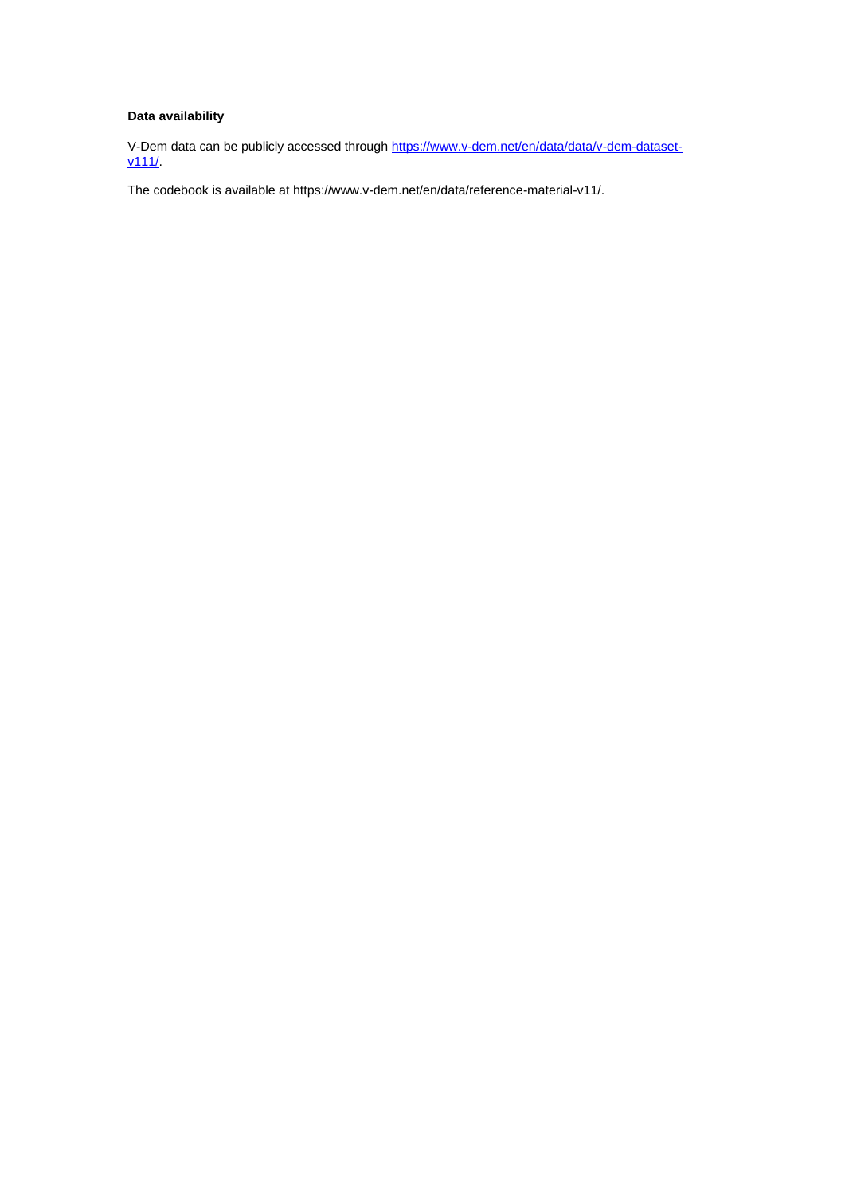**Data availability**

V-Dem data can be publicly accessed through https://www.v-dem.net/en/data/data/v-dem-dataset-v111/.

The codebook is available at https://www.v-dem.net/en/data/reference-material-v11/.